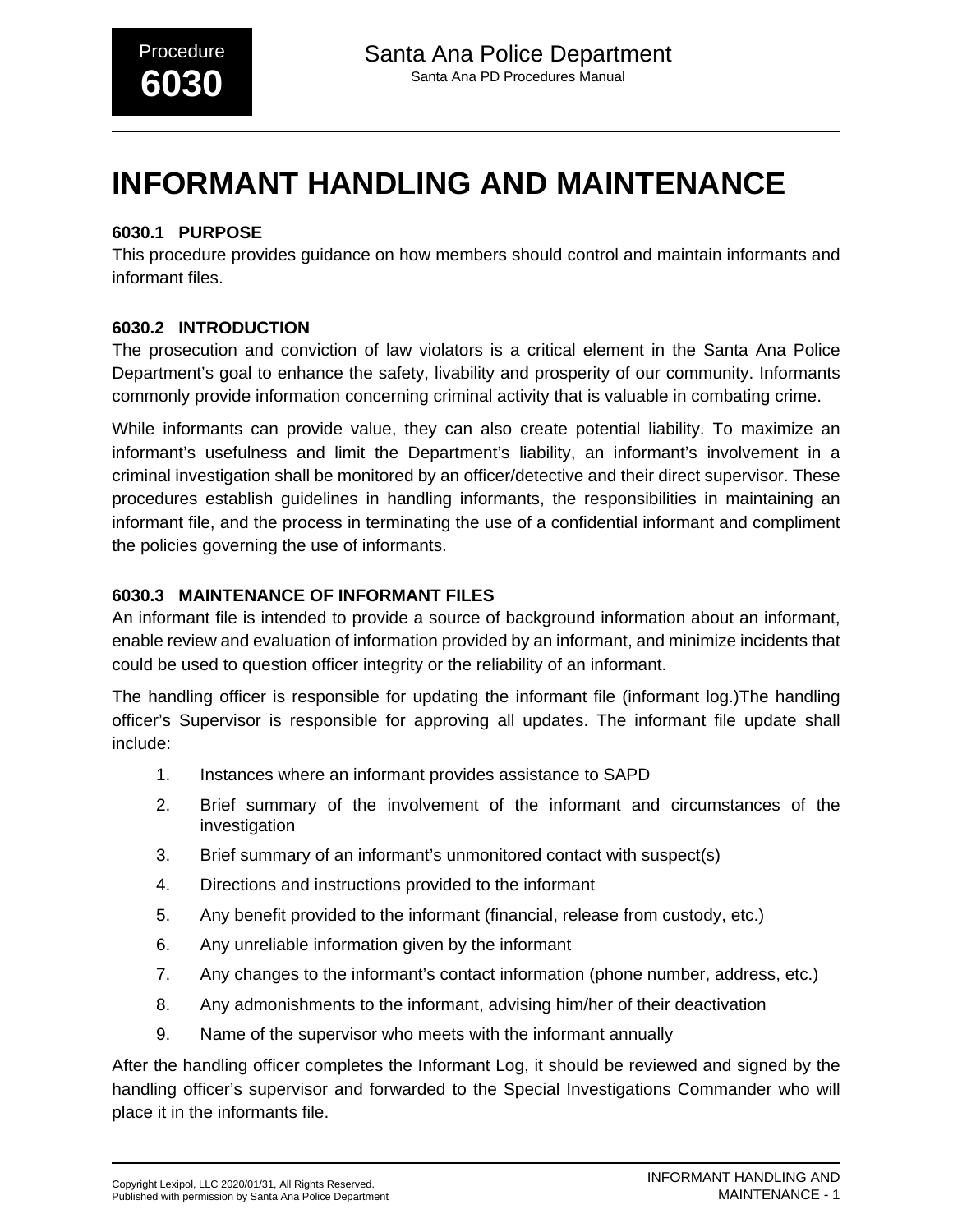# INFORMANT HANDLING AND MAINTENANCE

### 6030.1 PURPOSE

This procedure provides guidance on how members should control and maintain informants and informant files.

### 6030.2 INTRODUCTION

The prosecution and conviction of law violators is a critical element in the Santa Ana Police Department's goal to enhance the safety, livability and prosperity of our community. Informants commonly provide information concerning criminal activity that is valuable in combating crime.

While informants can provide value, they can also create potential liability. To maximize an informant's usefulness and limit the Department's liability, an informant's involvement in a criminal investigation shall be monitored by an officer/detective and their direct supervisor. These procedures establish guidelines in handling informants, the responsibilities in maintaining an informant file, and the process in terminating the use of a confidential informant and compliment the policies governing the use of informants.

### 6030.3 MAINTENANCE OF INFORMANT FILES

An informant file is intended to provide a source of background information about an informant, enable review and evaluation of information provided by an informant, and minimize incidents that could be used to question officer integrity or the reliability of an informant.

The handling officer is responsible for updating the informant file (informant log.)The handling officer's Supervisor is responsible for approving all updates. The informant file update shall include:

1. Instances where an informant provides assistance to SAPD
2. Brief summary of the involvement of the informant and circumstances of the investigation
3. Brief summary of an informant's unmonitored contact with suspect(s)
4. Directions and instructions provided to the informant
5. Any benefit provided to the informant (financial, release from custody, etc.)
6. Any unreliable information given by the informant
7. Any changes to the informant's contact information (phone number, address, etc.)
8. Any admonishments to the informant, advising him/her of their deactivation
9. Name of the supervisor who meets with the informant annually

After the handling officer completes the Informant Log, it should be reviewed and signed by the handling officer's supervisor and forwarded to the Special Investigations Commander who will place it in the informants file.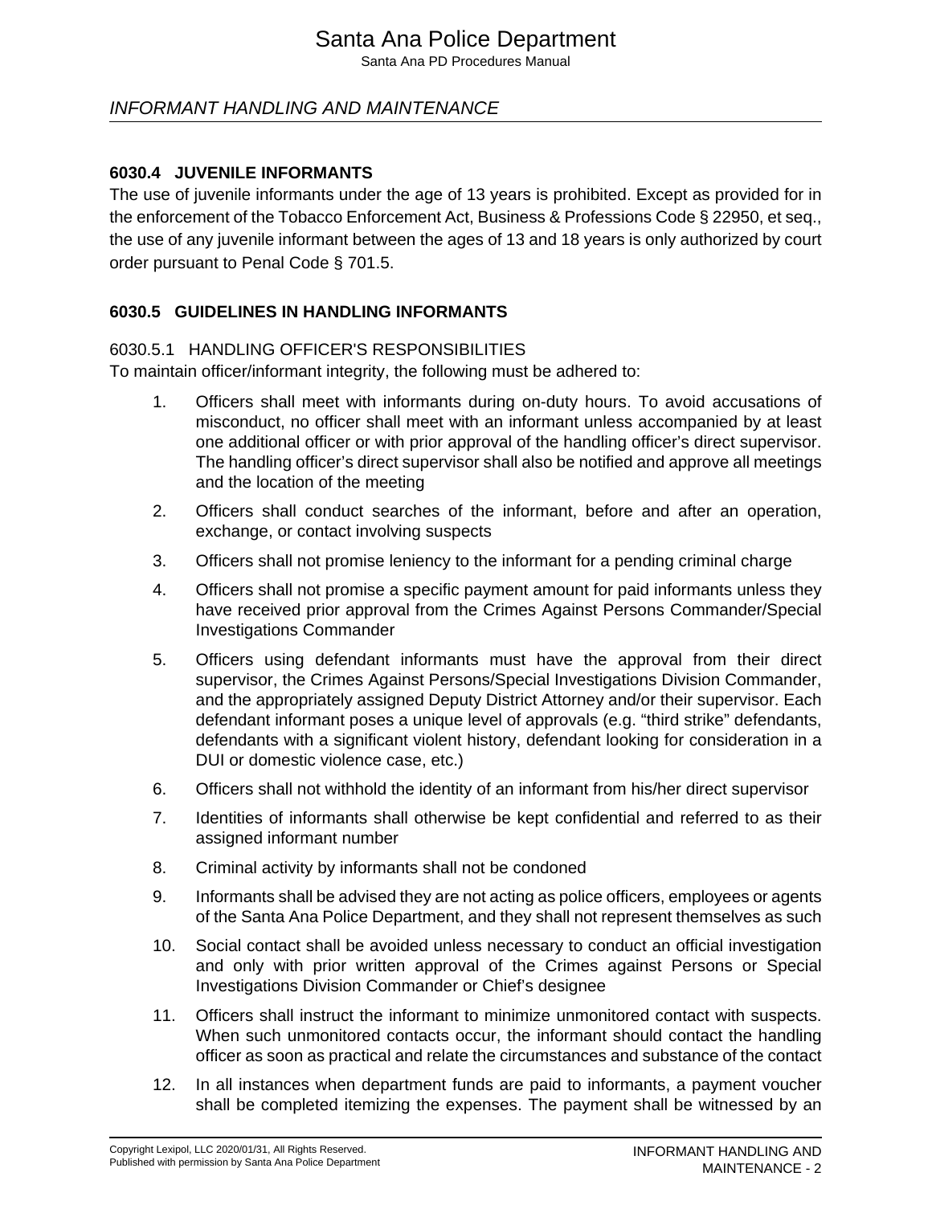### 6030.4 JUVENILE INFORMANTS

The use of juvenile informants under the age of 13 years is prohibited. Except as provided for in the enforcement of the Tobacco Enforcement Act, Business & Professions Code § 22950, et seq., the use of any juvenile informant between the ages of 13 and 18 years is only authorized by court order pursuant to Penal Code § 701.5.

### 6030.5 GUIDELINES IN HANDLING INFORMANTS

#### 6030.5.1 HANDLING OFFICER'S RESPONSIBILITIES

To maintain officer/informant integrity, the following must be adhered to:

1. Officers shall meet with informants during on-duty hours. To avoid accusations of misconduct, no officer shall meet with an informant unless accompanied by at least one additional officer or with prior approval of the handling officer's direct supervisor. The handling officer's direct supervisor shall also be notified and approve all meetings and the location of the meeting
2. Officers shall conduct searches of the informant, before and after an operation, exchange, or contact involving suspects
3. Officers shall not promise leniency to the informant for a pending criminal charge
4. Officers shall not promise a specific payment amount for paid informants unless they have received prior approval from the Crimes Against Persons Commander/Special Investigations Commander
5. Officers using defendant informants must have the approval from their direct supervisor, the Crimes Against Persons/Special Investigations Division Commander, and the appropriately assigned Deputy District Attorney and/or their supervisor. Each defendant informant poses a unique level of approvals (e.g. "third strike" defendants, defendants with a significant violent history, defendant looking for consideration in a DUI or domestic violence case, etc.)
6. Officers shall not withhold the identity of an informant from his/her direct supervisor
7. Identities of informants shall otherwise be kept confidential and referred to as their assigned informant number
8. Criminal activity by informants shall not be condoned
9. Informants shall be advised they are not acting as police officers, employees or agents of the Santa Ana Police Department, and they shall not represent themselves as such
10. Social contact shall be avoided unless necessary to conduct an official investigation and only with prior written approval of the Crimes against Persons or Special Investigations Division Commander or Chief's designee
11. Officers shall instruct the informant to minimize unmonitored contact with suspects. When such unmonitored contacts occur, the informant should contact the handling officer as soon as practical and relate the circumstances and substance of the contact
12. In all instances when department funds are paid to informants, a payment voucher shall be completed itemizing the expenses. The payment shall be witnessed by an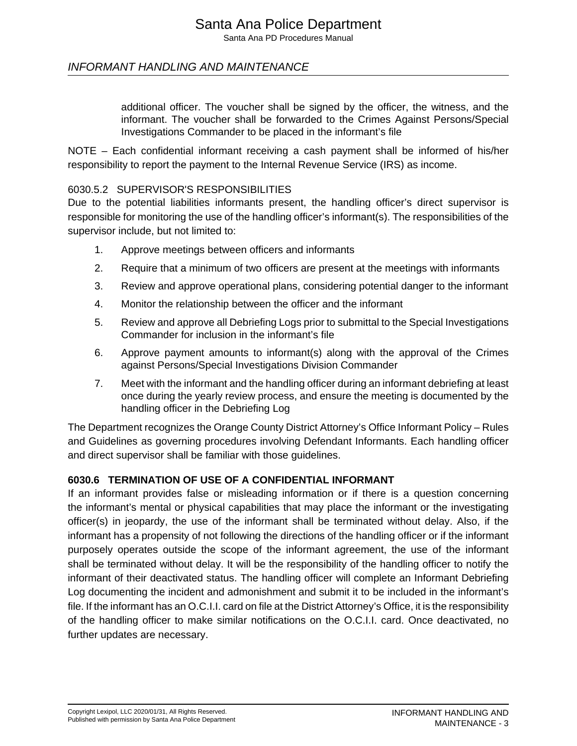additional officer. The voucher shall be signed by the officer, the witness, and the informant. The voucher shall be forwarded to the Crimes Against Persons/Special Investigations Commander to be placed in the informant's file

NOTE – Each confidential informant receiving a cash payment shall be informed of his/her responsibility to report the payment to the Internal Revenue Service (IRS) as income.

### 6030.5.2 SUPERVISOR'S RESPONSIBILITIES

Due to the potential liabilities informants present, the handling officer's direct supervisor is responsible for monitoring the use of the handling officer's informant(s). The responsibilities of the supervisor include, but not limited to:

1. Approve meetings between officers and informants
2. Require that a minimum of two officers are present at the meetings with informants
3. Review and approve operational plans, considering potential danger to the informant
4. Monitor the relationship between the officer and the informant
5. Review and approve all Debriefing Logs prior to submittal to the Special Investigations Commander for inclusion in the informant's file
6. Approve payment amounts to informant(s) along with the approval of the Crimes against Persons/Special Investigations Division Commander
7. Meet with the informant and the handling officer during an informant debriefing at least once during the yearly review process, and ensure the meeting is documented by the handling officer in the Debriefing Log

The Department recognizes the Orange County District Attorney's Office Informant Policy – Rules and Guidelines as governing procedures involving Defendant Informants. Each handling officer and direct supervisor shall be familiar with those guidelines.

## 6030.6 TERMINATION OF USE OF A CONFIDENTIAL INFORMANT

If an informant provides false or misleading information or if there is a question concerning the informant's mental or physical capabilities that may place the informant or the investigating officer(s) in jeopardy, the use of the informant shall be terminated without delay. Also, if the informant has a propensity of not following the directions of the handling officer or if the informant purposely operates outside the scope of the informant agreement, the use of the informant shall be terminated without delay. It will be the responsibility of the handling officer to notify the informant of their deactivated status. The handling officer will complete an Informant Debriefing Log documenting the incident and admonishment and submit it to be included in the informant's file. If the informant has an O.C.I.I. card on file at the District Attorney's Office, it is the responsibility of the handling officer to make similar notifications on the O.C.I.I. card. Once deactivated, no further updates are necessary.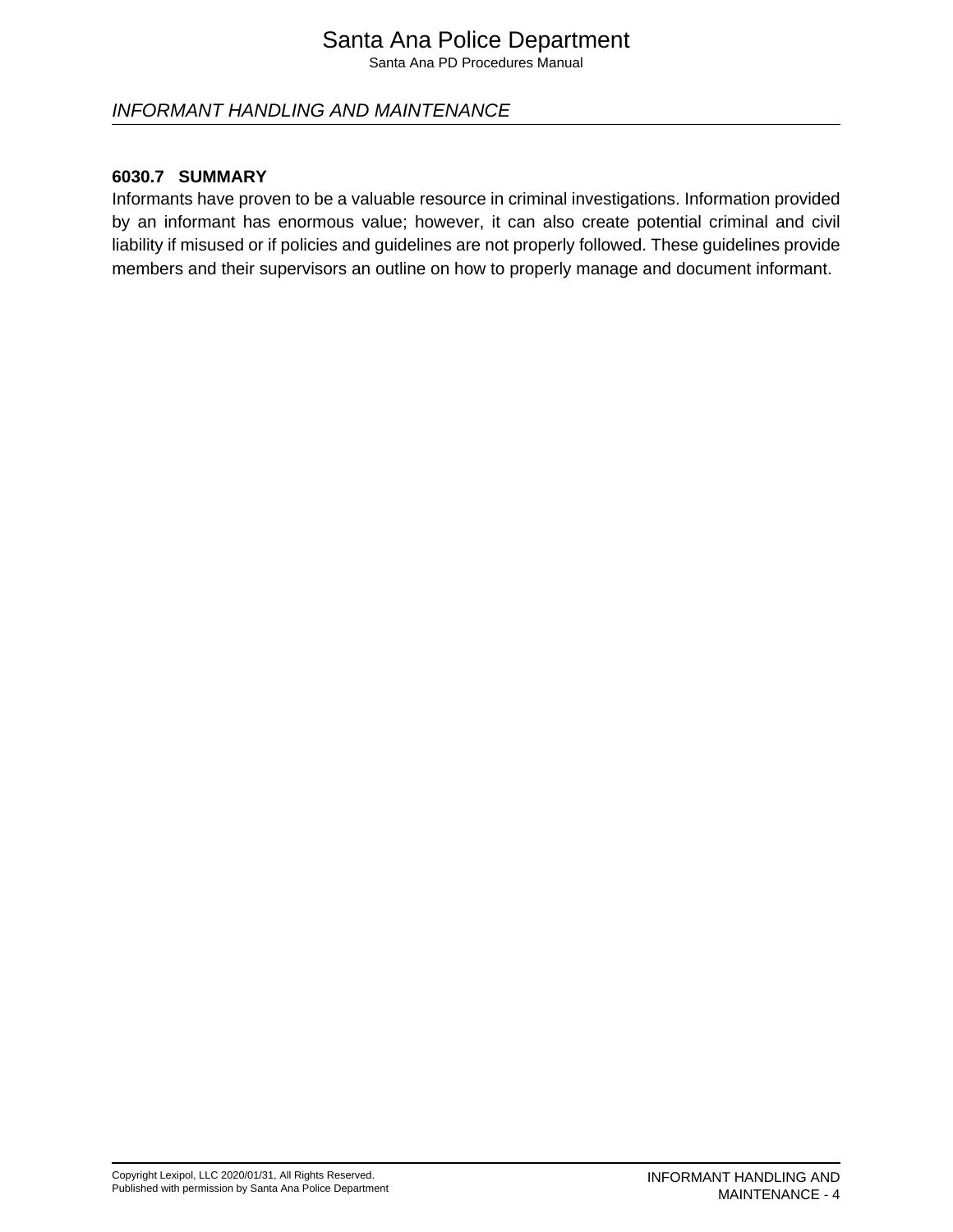### 6030.7 SUMMARY

Informants have proven to be a valuable resource in criminal investigations. Information provided by an informant has enormous value; however, it can also create potential criminal and civil liability if misused or if policies and guidelines are not properly followed. These guidelines provide members and their supervisors an outline on how to properly manage and document informant.